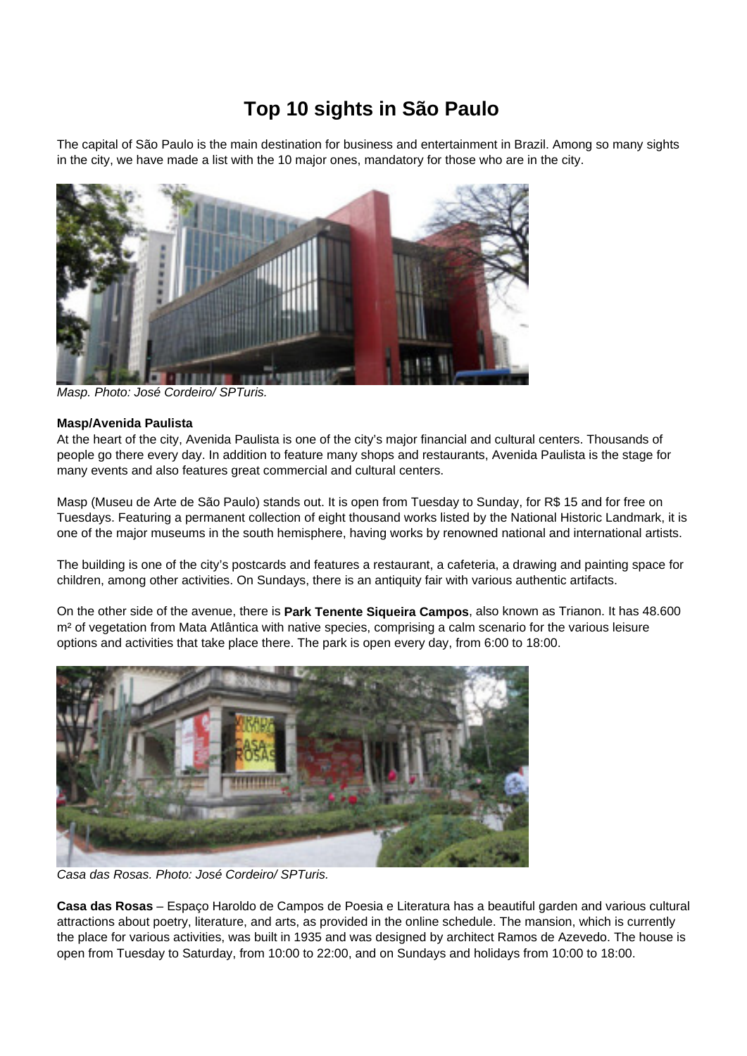# Top 10 sights in São Paulo

The capital of São Paulo is the main destination for business and entertainment in Brazil. Among so many sights in the city, we have made a list with the 10 major ones, mandatory for those who are in the city.

*Masp. Photo: José Cordeiro/ SPTuris.*

**Masp/Avenida Paulista**

At the heart of the city, Avenida Paulista is one of the city's major financial and cultural centers. Thousands of people go there every day. In addition to feature many shops and restaurants, Avenida Paulista is the stage for many events and also features great commercial and cultural centers.

Masp (Museu de Arte de São Paulo) stands out. It is open from Tuesday to Sunday, for R$ 15 and for free on Tuesdays. Featuring a permanent collection of eight thousand works listed by the National Historic Landmark, it is one of the major museums in the south hemisphere, having works by renowned national and international artists.

The building is one of the city's postcards and features a restaurant, a cafeteria, a drawing and painting space for children, among other activities. On Sundays, there is an antiquity fair with various authentic artifacts.

On the other side of the avenue, there is **Park Tenente Siqueira Campos**, also known as Trianon. It has 48.600 m² of vegetation from Mata Atlântica with native species, comprising a calm scenario for the various leisure options and activities that take place there. The park is open every day, from 6:00 to 18:00.

*Casa das Rosas. Photo: José Cordeiro/ SPTuris.*

**Casa das Rosas** – Espaço Haroldo de Campos de Poesia e Literatura has a beautiful garden and various cultural attractions about poetry, literature, and arts, as provided in the online schedule. The mansion, which is currently the place for various activities, was built in 1935 and was designed by architect Ramos de Azevedo. The house is open from Tuesday to Saturday, from 10:00 to 22:00, and on Sundays and holidays from 10:00 to 18:00.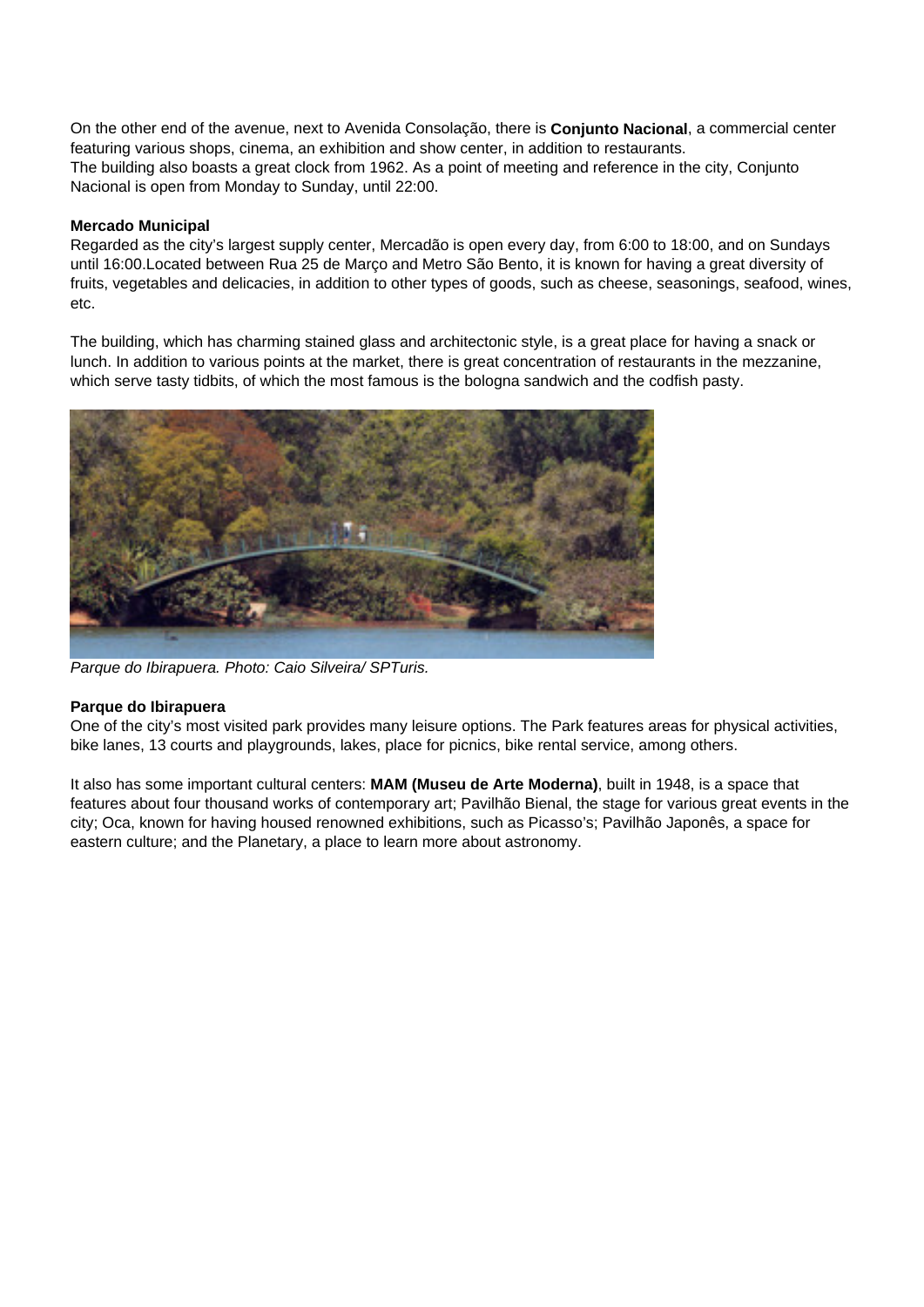On the other end of the avenue, next to Avenida Consolação, there is **Conjunto Nacional**, a commercial center featuring various shops, cinema, an exhibition and show center, in addition to restaurants.
The building also boasts a great clock from 1962. As a point of meeting and reference in the city, Conjunto Nacional is open from Monday to Sunday, until 22:00.

**Mercado Municipal**
Regarded as the city's largest supply center, Mercadão is open every day, from 6:00 to 18:00, and on Sundays until 16:00.Located between Rua 25 de Março and Metro São Bento, it is known for having a great diversity of fruits, vegetables and delicacies, in addition to other types of goods, such as cheese, seasonings, seafood, wines, etc.

The building, which has charming stained glass and architectonic style, is a great place for having a snack or lunch. In addition to various points at the market, there is great concentration of restaurants in the mezzanine, which serve tasty tidbits, of which the most famous is the bologna sandwich and the codfish pasty.

*Parque do Ibirapuera. Photo: Caio Silveira/ SPTuris.*

**Parque do Ibirapuera**
One of the city's most visited park provides many leisure options. The Park features areas for physical activities, bike lanes, 13 courts and playgrounds, lakes, place for picnics, bike rental service, among others.

It also has some important cultural centers: **MAM (Museu de Arte Moderna)**, built in 1948, is a space that features about four thousand works of contemporary art; Pavilhão Bienal, the stage for various great events in the city; Oca, known for having housed renowned exhibitions, such as Picasso's; Pavilhão Japonês, a space for eastern culture; and the Planetary, a place to learn more about astronomy.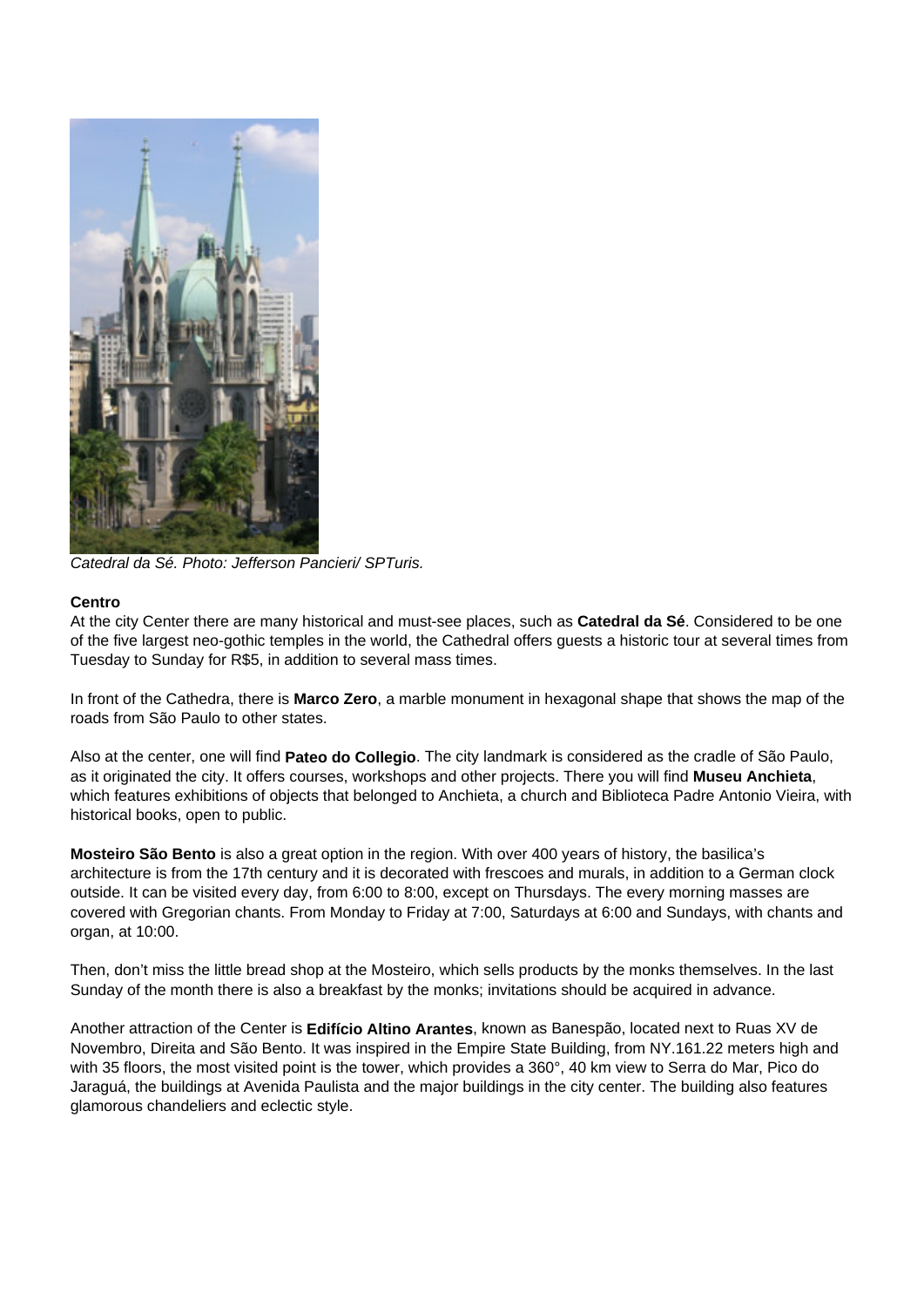*Catedral da Sé. Photo: Jefferson Pancieri/ SPTuris.*

**Centro**
At the city Center there are many historical and must-see places, such as **Catedral da Sé**. Considered to be one of the five largest neo-gothic temples in the world, the Cathedral offers guests a historic tour at several times from Tuesday to Sunday for R$5, in addition to several mass times.

In front of the Cathedra, there is **Marco Zero**, a marble monument in hexagonal shape that shows the map of the roads from São Paulo to other states.

Also at the center, one will find **Pateo do Collegio**. The city landmark is considered as the cradle of São Paulo, as it originated the city. It offers courses, workshops and other projects. There you will find **Museu Anchieta**, which features exhibitions of objects that belonged to Anchieta, a church and Biblioteca Padre Antonio Vieira, with historical books, open to public.

**Mosteiro São Bento** is also a great option in the region. With over 400 years of history, the basilica's architecture is from the 17th century and it is decorated with frescoes and murals, in addition to a German clock outside. It can be visited every day, from 6:00 to 8:00, except on Thursdays. The every morning masses are covered with Gregorian chants. From Monday to Friday at 7:00, Saturdays at 6:00 and Sundays, with chants and organ, at 10:00.

Then, don't miss the little bread shop at the Mosteiro, which sells products by the monks themselves. In the last Sunday of the month there is also a breakfast by the monks; invitations should be acquired in advance.

Another attraction of the Center is **Edifício Altino Arantes**, known as Banespão, located next to Ruas XV de Novembro, Direita and São Bento. It was inspired in the Empire State Building, from NY.161.22 meters high and with 35 floors, the most visited point is the tower, which provides a 360°, 40 km view to Serra do Mar, Pico do Jaraguá, the buildings at Avenida Paulista and the major buildings in the city center. The building also features glamorous chandeliers and eclectic style.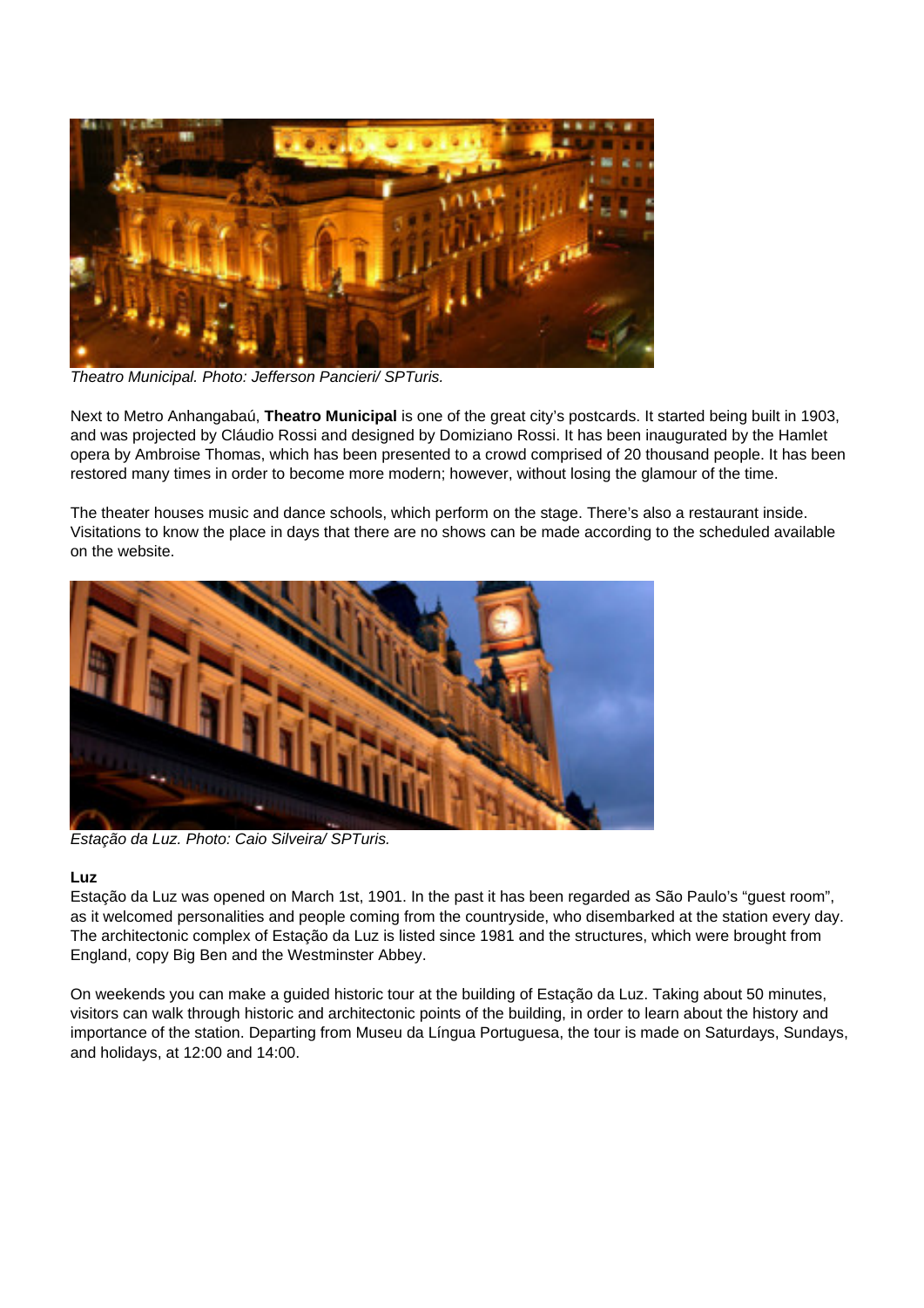*Theatro Municipal. Photo: Jefferson Pancieri/ SPTuris.*

Next to Metro Anhangabaú, **Theatro Municipal** is one of the great city's postcards. It started being built in 1903, and was projected by Cláudio Rossi and designed by Domiziano Rossi. It has been inaugurated by the Hamlet opera by Ambroise Thomas, which has been presented to a crowd comprised of 20 thousand people. It has been restored many times in order to become more modern; however, without losing the glamour of the time.

The theater houses music and dance schools, which perform on the stage. There's also a restaurant inside. Visitations to know the place in days that there are no shows can be made according to the scheduled available on the website.

*Estação da Luz. Photo: Caio Silveira/ SPTuris.*

**Luz**

Estação da Luz was opened on March 1st, 1901. In the past it has been regarded as São Paulo's "guest room", as it welcomed personalities and people coming from the countryside, who disembarked at the station every day. The architectonic complex of Estação da Luz is listed since 1981 and the structures, which were brought from England, copy Big Ben and the Westminster Abbey.

On weekends you can make a guided historic tour at the building of Estação da Luz. Taking about 50 minutes, visitors can walk through historic and architectonic points of the building, in order to learn about the history and importance of the station. Departing from Museu da Língua Portuguesa, the tour is made on Saturdays, Sundays, and holidays, at 12:00 and 14:00.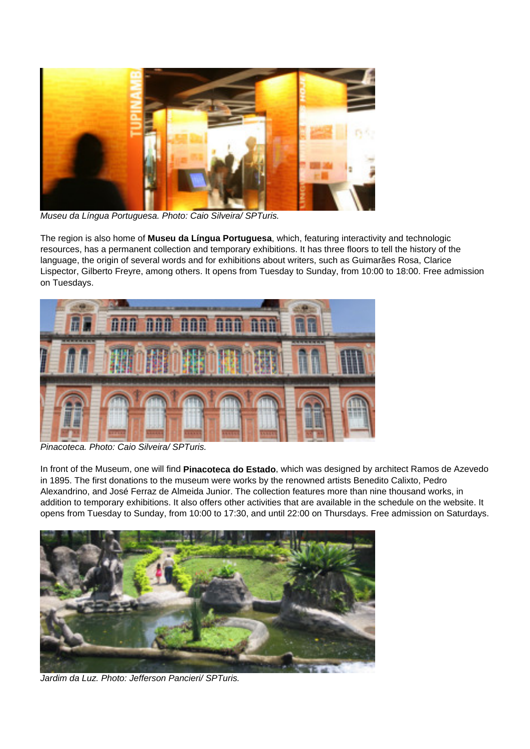*Museu da Língua Portuguesa. Photo: Caio Silveira/ SPTuris.*

The region is also home of **Museu da Língua Portuguesa**, which, featuring interactivity and technologic resources, has a permanent collection and temporary exhibitions. It has three floors to tell the history of the language, the origin of several words and for exhibitions about writers, such as Guimarães Rosa, Clarice Lispector, Gilberto Freyre, among others. It opens from Tuesday to Sunday, from 10:00 to 18:00. Free admission on Tuesdays.

*Pinacoteca. Photo: Caio Silveira/ SPTuris.*

In front of the Museum, one will find **Pinacoteca do Estado**, which was designed by architect Ramos de Azevedo in 1895. The first donations to the museum were works by the renowned artists Benedito Calixto, Pedro Alexandrino, and José Ferraz de Almeida Junior. The collection features more than nine thousand works, in addition to temporary exhibitions. It also offers other activities that are available in the schedule on the website. It opens from Tuesday to Sunday, from 10:00 to 17:30, and until 22:00 on Thursdays. Free admission on Saturdays.

*Jardim da Luz. Photo: Jefferson Pancieri/ SPTuris.*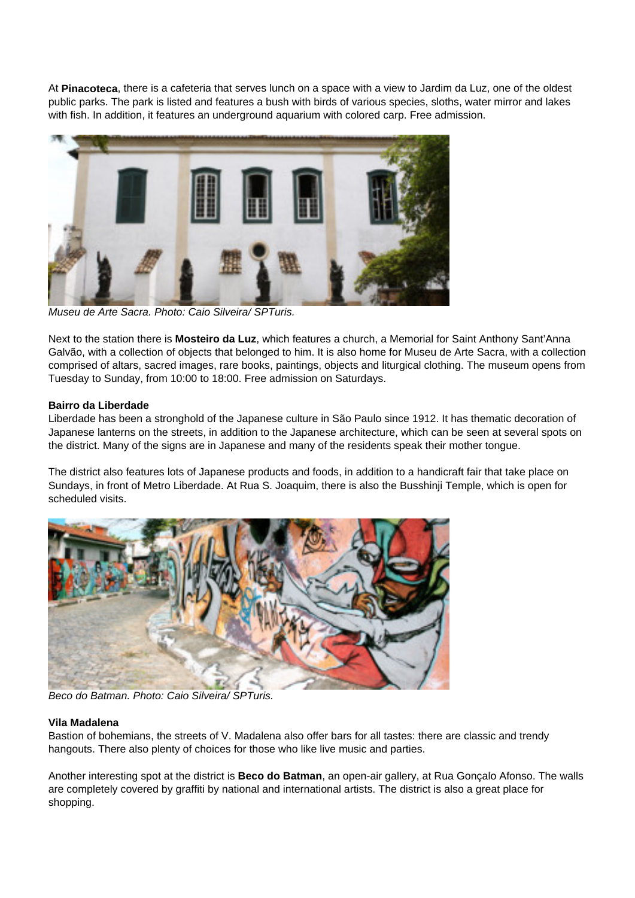At **Pinacoteca**, there is a cafeteria that serves lunch on a space with a view to Jardim da Luz, one of the oldest public parks. The park is listed and features a bush with birds of various species, sloths, water mirror and lakes with fish. In addition, it features an underground aquarium with colored carp. Free admission.

*Museu de Arte Sacra. Photo: Caio Silveira/ SPTuris.*

Next to the station there is **Mosteiro da Luz**, which features a church, a Memorial for Saint Anthony Sant'Anna Galvão, with a collection of objects that belonged to him. It is also home for Museu de Arte Sacra, with a collection comprised of altars, sacred images, rare books, paintings, objects and liturgical clothing. The museum opens from Tuesday to Sunday, from 10:00 to 18:00. Free admission on Saturdays.

**Bairro da Liberdade**

Liberdade has been a stronghold of the Japanese culture in São Paulo since 1912. It has thematic decoration of Japanese lanterns on the streets, in addition to the Japanese architecture, which can be seen at several spots on the district. Many of the signs are in Japanese and many of the residents speak their mother tongue.

The district also features lots of Japanese products and foods, in addition to a handicraft fair that take place on Sundays, in front of Metro Liberdade. At Rua S. Joaquim, there is also the Busshinji Temple, which is open for scheduled visits.

*Beco do Batman. Photo: Caio Silveira/ SPTuris.*

**Vila Madalena**

Bastion of bohemians, the streets of V. Madalena also offer bars for all tastes: there are classic and trendy hangouts. There also plenty of choices for those who like live music and parties.

Another interesting spot at the district is **Beco do Batman**, an open-air gallery, at Rua Gonçalo Afonso. The walls are completely covered by graffiti by national and international artists. The district is also a great place for shopping.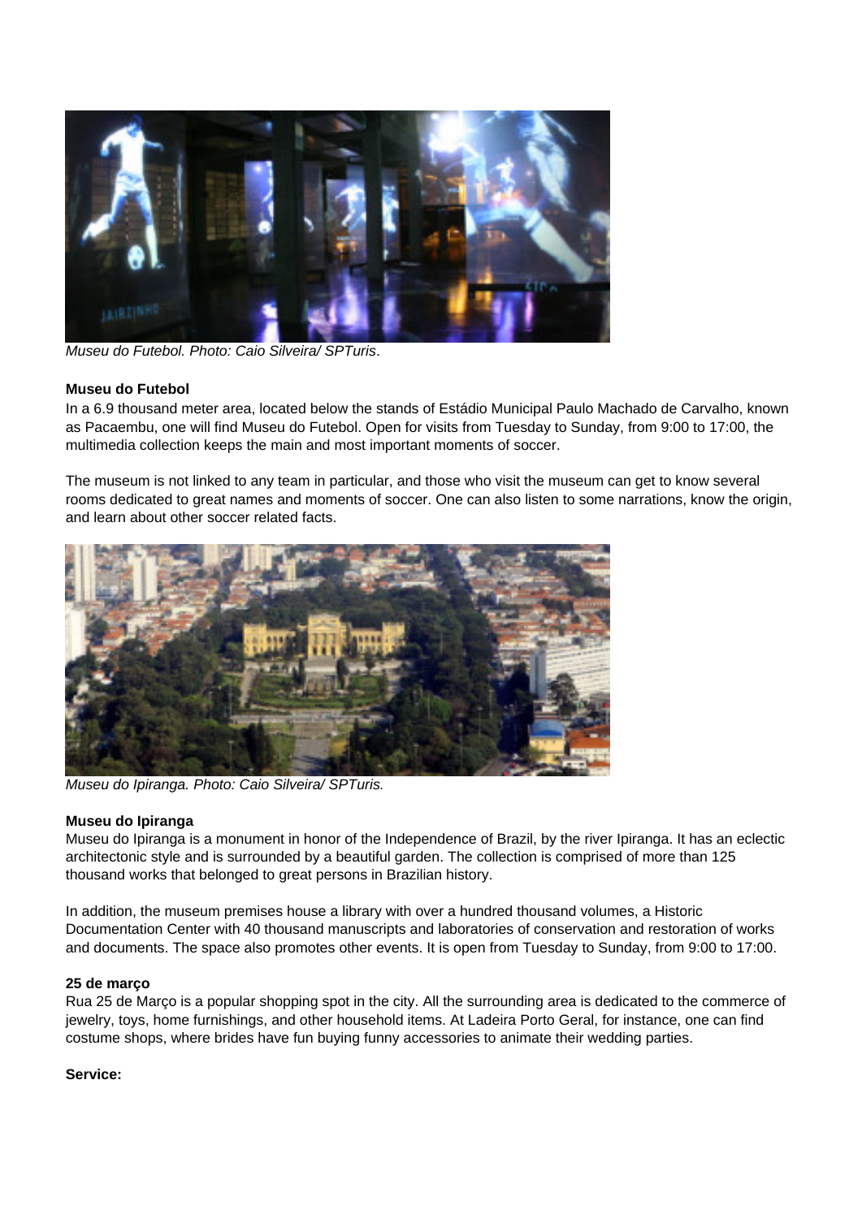*Museu do Futebol. Photo: Caio Silveira/ SPTuris*.

**Museu do Futebol**

In a 6.9 thousand meter area, located below the stands of Estádio Municipal Paulo Machado de Carvalho, known as Pacaembu, one will find Museu do Futebol. Open for visits from Tuesday to Sunday, from 9:00 to 17:00, the multimedia collection keeps the main and most important moments of soccer.

The museum is not linked to any team in particular, and those who visit the museum can get to know several rooms dedicated to great names and moments of soccer. One can also listen to some narrations, know the origin, and learn about other soccer related facts.

*Museu do Ipiranga. Photo: Caio Silveira/ SPTuris.*

**Museu do Ipiranga**

Museu do Ipiranga is a monument in honor of the Independence of Brazil, by the river Ipiranga. It has an eclectic architectonic style and is surrounded by a beautiful garden. The collection is comprised of more than 125 thousand works that belonged to great persons in Brazilian history.

In addition, the museum premises house a library with over a hundred thousand volumes, a Historic Documentation Center with 40 thousand manuscripts and laboratories of conservation and restoration of works and documents. The space also promotes other events. It is open from Tuesday to Sunday, from 9:00 to 17:00.

**25 de março**

Rua 25 de Março is a popular shopping spot in the city. All the surrounding area is dedicated to the commerce of jewelry, toys, home furnishings, and other household items. At Ladeira Porto Geral, for instance, one can find costume shops, where brides have fun buying funny accessories to animate their wedding parties.

**Service:**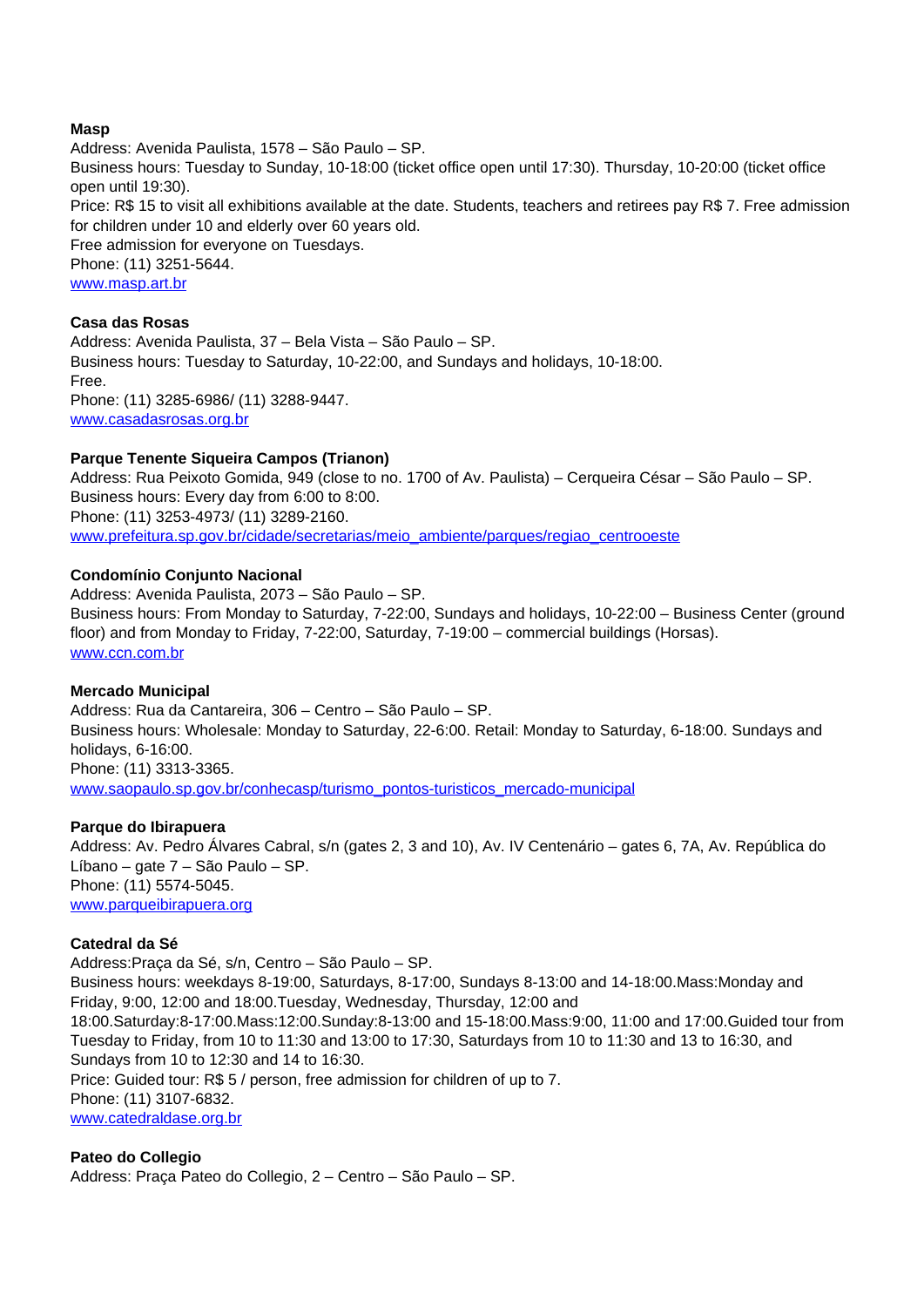**Masp**

Address: Avenida Paulista, 1578 – São Paulo – SP.
Business hours: Tuesday to Sunday, 10-18:00 (ticket office open until 17:30). Thursday, 10-20:00 (ticket office open until 19:30).
Price: R$ 15 to visit all exhibitions available at the date. Students, teachers and retirees pay R$ 7. Free admission for children under 10 and elderly over 60 years old.
Free admission for everyone on Tuesdays.
Phone: (11) 3251-5644.
www.masp.art.br

**Casa das Rosas**

Address: Avenida Paulista, 37 – Bela Vista – São Paulo – SP.
Business hours: Tuesday to Saturday, 10-22:00, and Sundays and holidays, 10-18:00.
Free.
Phone: (11) 3285-6986/ (11) 3288-9447.
www.casadasrosas.org.br

**Parque Tenente Siqueira Campos (Trianon)**

Address: Rua Peixoto Gomida, 949 (close to no. 1700 of Av. Paulista) – Cerqueira César – São Paulo – SP.
Business hours: Every day from 6:00 to 8:00.
Phone: (11) 3253-4973/ (11) 3289-2160.
www.prefeitura.sp.gov.br/cidade/secretarias/meio_ambiente/parques/regiao_centrooeste

**Condomínio Conjunto Nacional**

Address: Avenida Paulista, 2073 – São Paulo – SP.
Business hours: From Monday to Saturday, 7-22:00, Sundays and holidays, 10-22:00 – Business Center (ground floor) and from Monday to Friday, 7-22:00, Saturday, 7-19:00 – commercial buildings (Horsas).
www.ccn.com.br

**Mercado Municipal**

Address: Rua da Cantareira, 306 – Centro – São Paulo – SP.
Business hours: Wholesale: Monday to Saturday, 22-6:00. Retail: Monday to Saturday, 6-18:00. Sundays and holidays, 6-16:00.
Phone: (11) 3313-3365.
www.saopaulo.sp.gov.br/conhecasp/turismo_pontos-turisticos_mercado-municipal

**Parque do Ibirapuera**

Address: Av. Pedro Álvares Cabral, s/n (gates 2, 3 and 10), Av. IV Centenário – gates 6, 7A, Av. República do Líbano – gate 7 – São Paulo – SP.
Phone: (11) 5574-5045.
www.parqueibirapuera.org

**Catedral da Sé**

Address:Praça da Sé, s/n, Centro – São Paulo – SP.
Business hours: weekdays 8-19:00, Saturdays, 8-17:00, Sundays 8-13:00 and 14-18:00.Mass:Monday and Friday, 9:00, 12:00 and 18:00.Tuesday, Wednesday, Thursday, 12:00 and 18:00.Saturday:8-17:00.Mass:12:00.Sunday:8-13:00 and 15-18:00.Mass:9:00, 11:00 and 17:00.Guided tour from Tuesday to Friday, from 10 to 11:30 and 13:00 to 17:30, Saturdays from 10 to 11:30 and 13 to 16:30, and Sundays from 10 to 12:30 and 14 to 16:30.
Price: Guided tour: R$ 5 / person, free admission for children of up to 7.
Phone: (11) 3107-6832.
www.catedraldase.org.br

**Pateo do Collegio**

Address: Praça Pateo do Collegio, 2 – Centro – São Paulo – SP.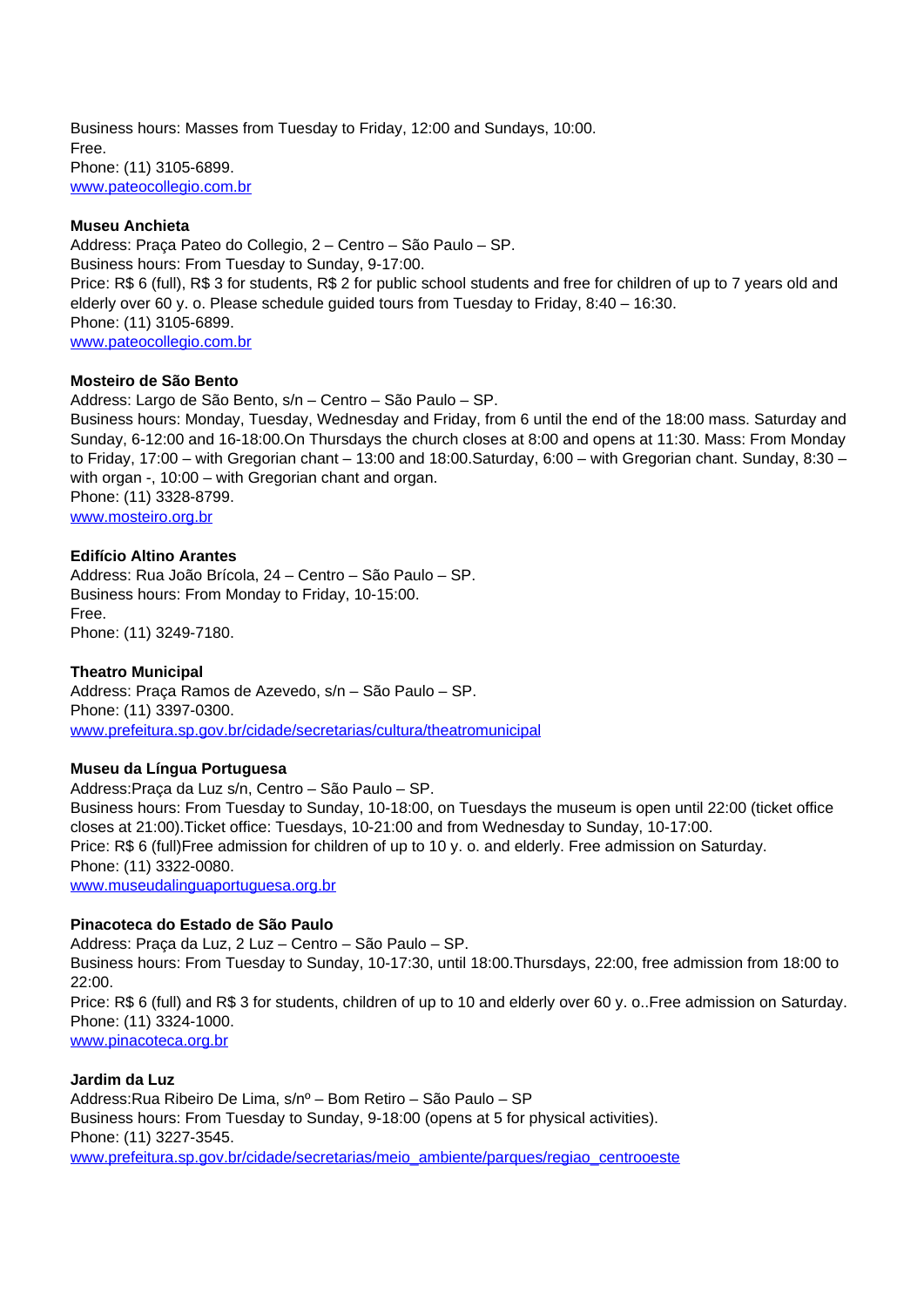Business hours: Masses from Tuesday to Friday, 12:00 and Sundays, 10:00.
Free.
Phone: (11) 3105-6899.
www.pateocollegio.com.br

**Museu Anchieta**
Address: Praça Pateo do Collegio, 2 – Centro – São Paulo – SP.
Business hours: From Tuesday to Sunday, 9-17:00.
Price: R$ 6 (full), R$ 3 for students, R$ 2 for public school students and free for children of up to 7 years old and elderly over 60 y. o. Please schedule guided tours from Tuesday to Friday, 8:40 – 16:30.
Phone: (11) 3105-6899.
www.pateocollegio.com.br

**Mosteiro de São Bento**
Address: Largo de São Bento, s/n – Centro – São Paulo – SP.
Business hours: Monday, Tuesday, Wednesday and Friday, from 6 until the end of the 18:00 mass. Saturday and Sunday, 6-12:00 and 16-18:00.On Thursdays the church closes at 8:00 and opens at 11:30. Mass: From Monday to Friday, 17:00 – with Gregorian chant – 13:00 and 18:00.Saturday, 6:00 – with Gregorian chant. Sunday, 8:30 – with organ -, 10:00 – with Gregorian chant and organ.
Phone: (11) 3328-8799.
www.mosteiro.org.br

**Edifício Altino Arantes**
Address: Rua João Brícola, 24 – Centro – São Paulo – SP.
Business hours: From Monday to Friday, 10-15:00.
Free.
Phone: (11) 3249-7180.

**Theatro Municipal**
Address: Praça Ramos de Azevedo, s/n – São Paulo – SP.
Phone: (11) 3397-0300.
www.prefeitura.sp.gov.br/cidade/secretarias/cultura/theatromunicipal

**Museu da Língua Portuguesa**
Address:Praça da Luz s/n, Centro – São Paulo – SP.
Business hours: From Tuesday to Sunday, 10-18:00, on Tuesdays the museum is open until 22:00 (ticket office closes at 21:00).Ticket office: Tuesdays, 10-21:00 and from Wednesday to Sunday, 10-17:00.
Price: R$ 6 (full)Free admission for children of up to 10 y. o. and elderly. Free admission on Saturday.
Phone: (11) 3322-0080.
www.museudalinguaportuguesa.org.br

**Pinacoteca do Estado de São Paulo**
Address: Praça da Luz, 2 Luz – Centro – São Paulo – SP.
Business hours: From Tuesday to Sunday, 10-17:30, until 18:00.Thursdays, 22:00, free admission from 18:00 to 22:00.
Price: R$ 6 (full) and R$ 3 for students, children of up to 10 and elderly over 60 y. o..Free admission on Saturday.
Phone: (11) 3324-1000.
www.pinacoteca.org.br

**Jardim da Luz**
Address:Rua Ribeiro De Lima, s/nº – Bom Retiro – São Paulo – SP
Business hours: From Tuesday to Sunday, 9-18:00 (opens at 5 for physical activities).
Phone: (11) 3227-3545.
www.prefeitura.sp.gov.br/cidade/secretarias/meio_ambiente/parques/regiao_centrooeste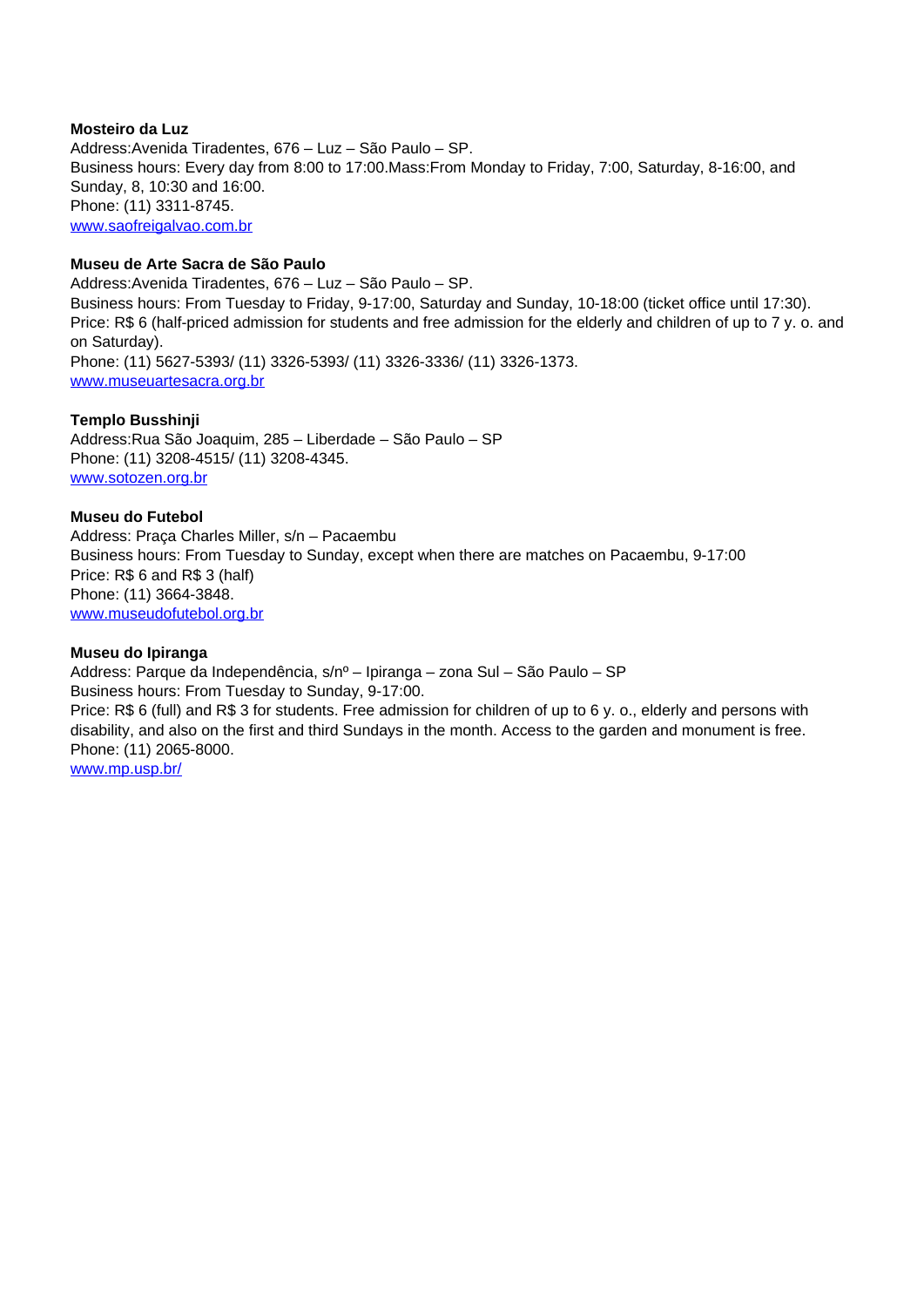**Mosteiro da Luz**
Address:Avenida Tiradentes, 676 – Luz – São Paulo – SP.
Business hours: Every day from 8:00 to 17:00.Mass:From Monday to Friday, 7:00, Saturday, 8-16:00, and Sunday, 8, 10:30 and 16:00.
Phone: (11) 3311-8745.
[www.saofreigalvao.com.br](http://www.saofreigalvao.com.br)

**Museu de Arte Sacra de São Paulo**
Address:Avenida Tiradentes, 676 – Luz – São Paulo – SP.
Business hours: From Tuesday to Friday, 9-17:00, Saturday and Sunday, 10-18:00 (ticket office until 17:30).
Price: R$ 6 (half-priced admission for students and free admission for the elderly and children of up to 7 y. o. and on Saturday).
Phone: (11) 5627-5393/ (11) 3326-5393/ (11) 3326-3336/ (11) 3326-1373.
[www.museuartesacra.org.br](http://www.museuartesacra.org.br)

**Templo Busshinji**
Address:Rua São Joaquim, 285 – Liberdade – São Paulo – SP
Phone: (11) 3208-4515/ (11) 3208-4345.
[www.sotozen.org.br](http://www.sotozen.org.br)

**Museu do Futebol**
Address: Praça Charles Miller, s/n – Pacaembu
Business hours: From Tuesday to Sunday, except when there are matches on Pacaembu, 9-17:00
Price: R$ 6 and R$ 3 (half)
Phone: (11) 3664-3848.
[www.museudofutebol.org.br](http://www.museudofutebol.org.br)

**Museu do Ipiranga**
Address: Parque da Independência, s/nº – Ipiranga – zona Sul – São Paulo – SP
Business hours: From Tuesday to Sunday, 9-17:00.
Price: R$ 6 (full) and R$ 3 for students. Free admission for children of up to 6 y. o., elderly and persons with disability, and also on the first and third Sundays in the month. Access to the garden and monument is free.
Phone: (11) 2065-8000.
[www.mp.usp.br/](http://www.mp.usp.br/)